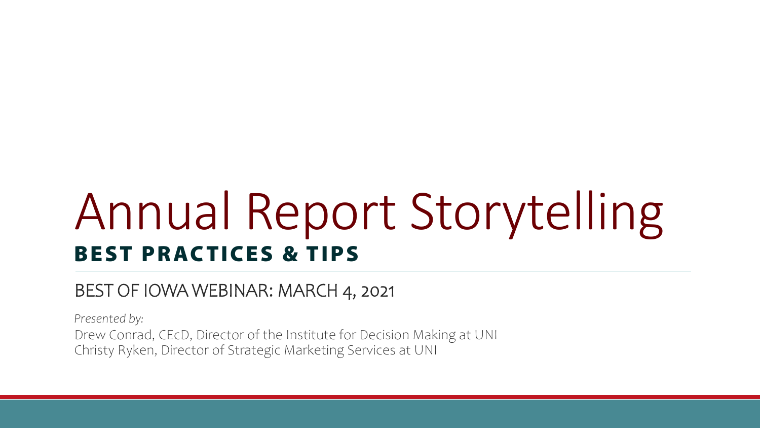# Annual Report Storytelling

## BEST PRACTICES & TIPS

BEST OF IOWA WEBINAR: MARCH 4, 2021

*Presented by:*

Drew Conrad, CEcD, Director of the Institute for Decision Making at UNI
Christy Ryken, Director of Strategic Marketing Services at UNI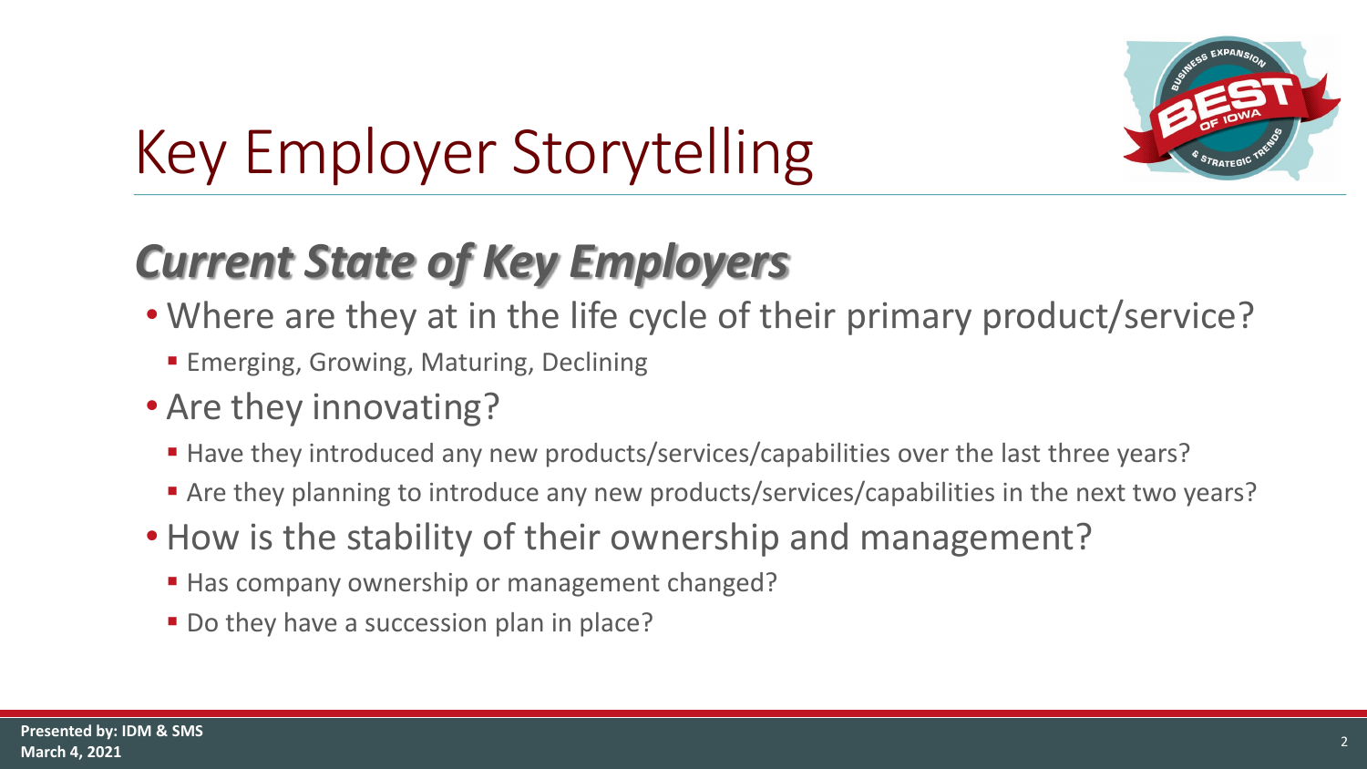# Key Employer Storytelling

## *Current State of Key Employers*

- Where are they at in the life cycle of their primary product/service?
  - Emerging, Growing, Maturing, Declining
- Are they innovating?
  - Have they introduced any new products/services/capabilities over the last three years?
  - Are they planning to introduce any new products/services/capabilities in the next two years?
- How is the stability of their ownership and management?
  - Has company ownership or management changed?
  - Do they have a succession plan in place?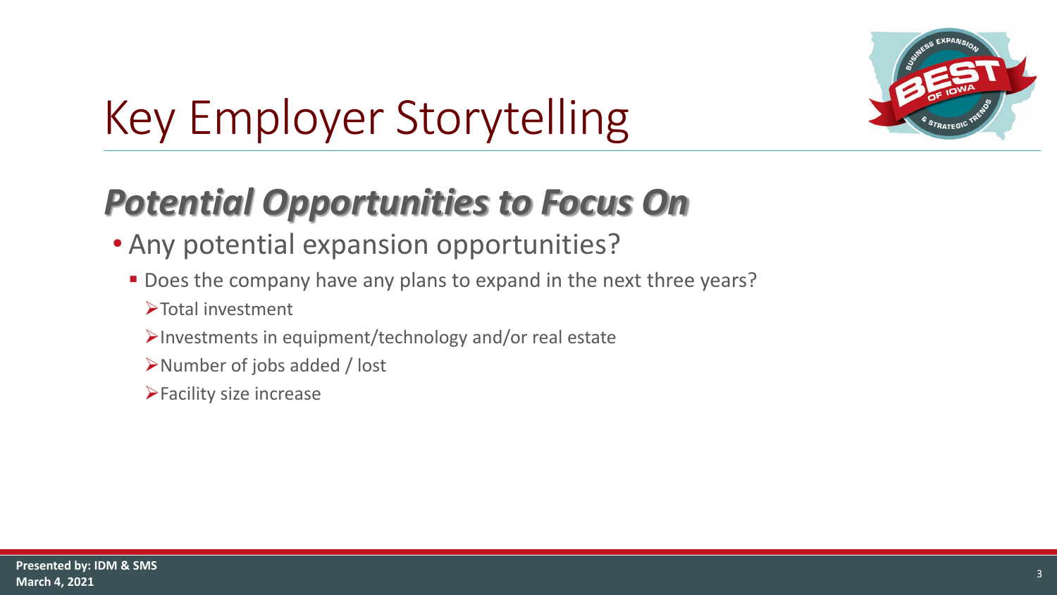# Key Employer Storytelling

## *Potential Opportunities to Focus On*

- Any potential expansion opportunities?
  - Does the company have any plans to expand in the next three years?
    - Total investment
    - Investments in equipment/technology and/or real estate
    - Number of jobs added / lost
    - Facility size increase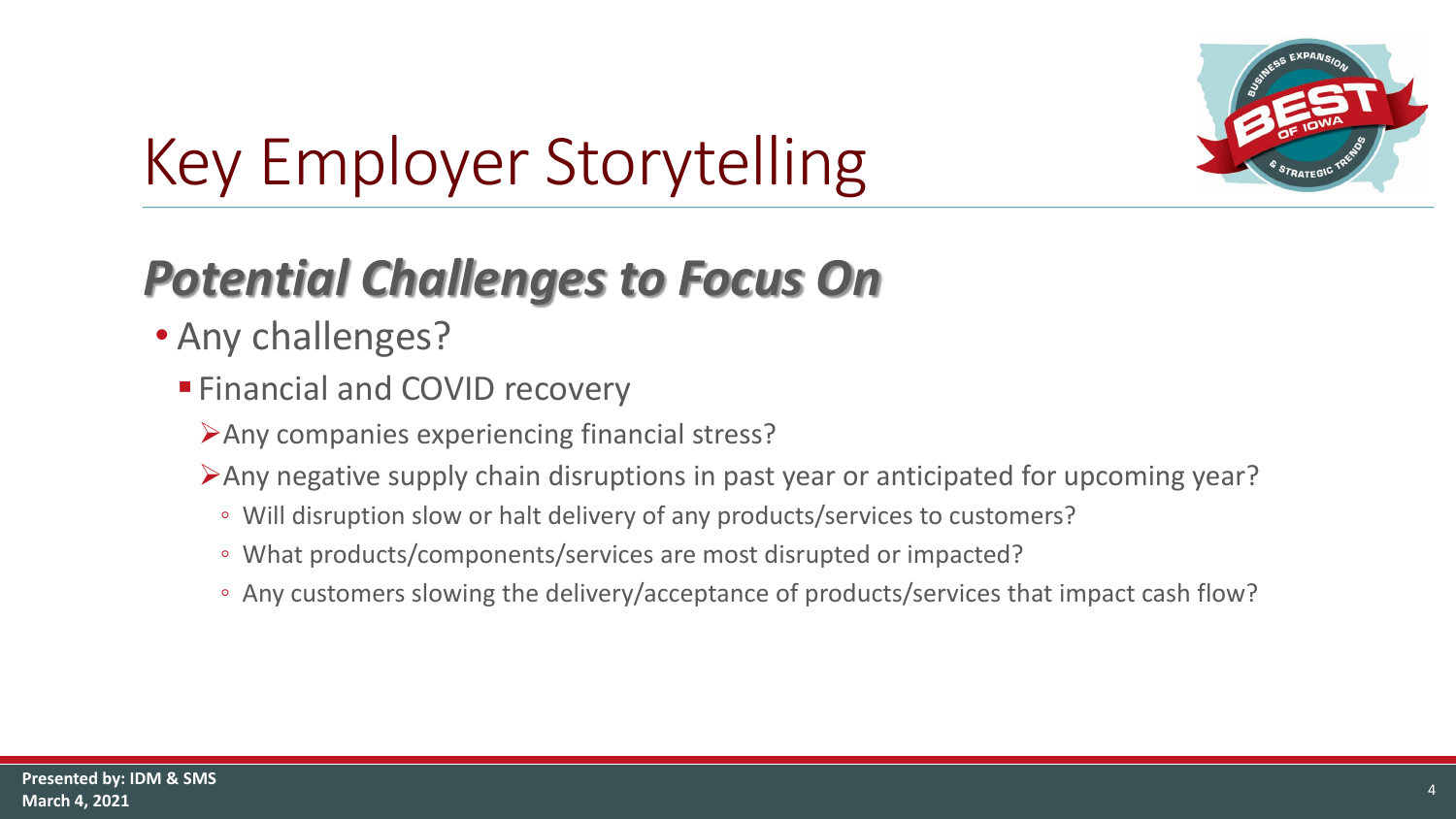# Key Employer Storytelling

## ***Potential Challenges to Focus On***

- Any challenges?
  - Financial and COVID recovery
    - Any companies experiencing financial stress?
    - Any negative supply chain disruptions in past year or anticipated for upcoming year?
      - Will disruption slow or halt delivery of any products/services to customers?
      - What products/components/services are most disrupted or impacted?
      - Any customers slowing the delivery/acceptance of products/services that impact cash flow?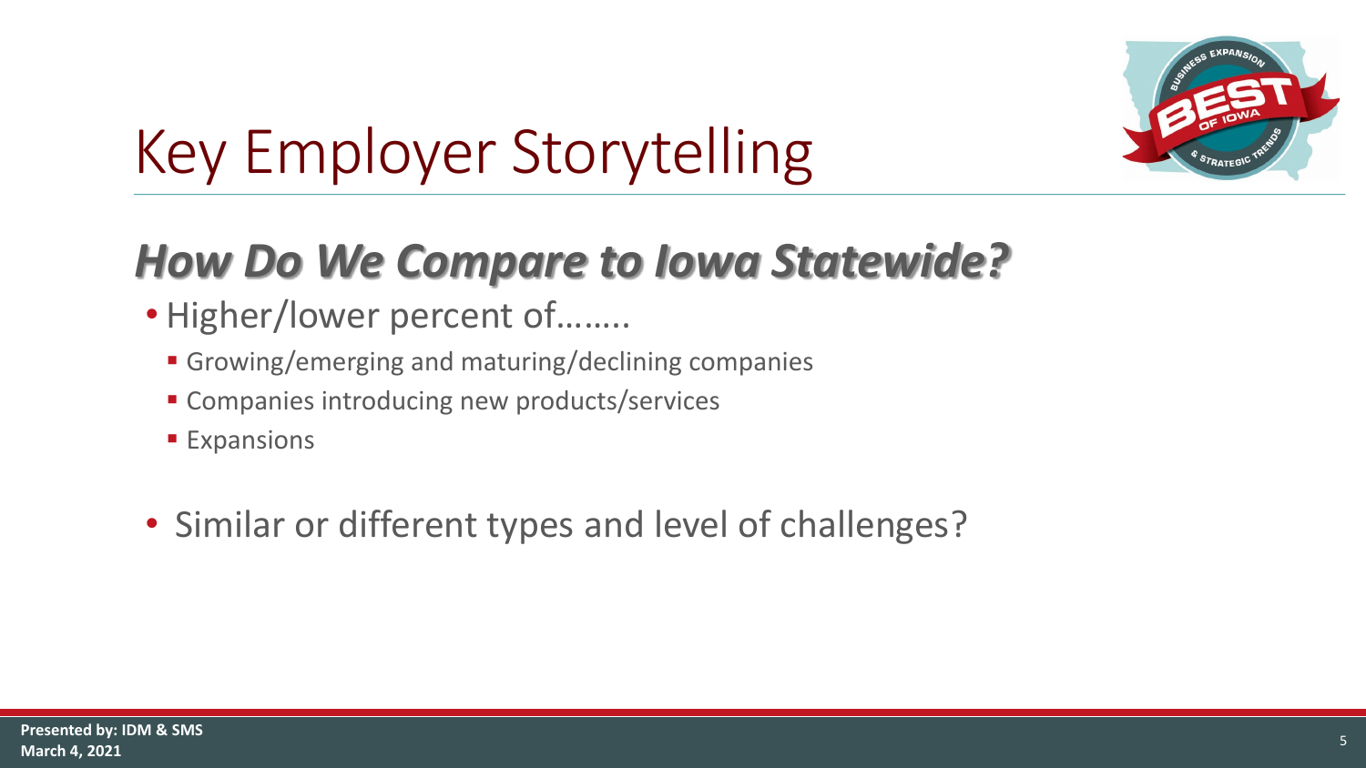# Key Employer Storytelling

## *How Do We Compare to Iowa Statewide?*

- Higher/lower percent of……..
  - Growing/emerging and maturing/declining companies
  - Companies introducing new products/services
  - Expansions

- Similar or different types and level of challenges?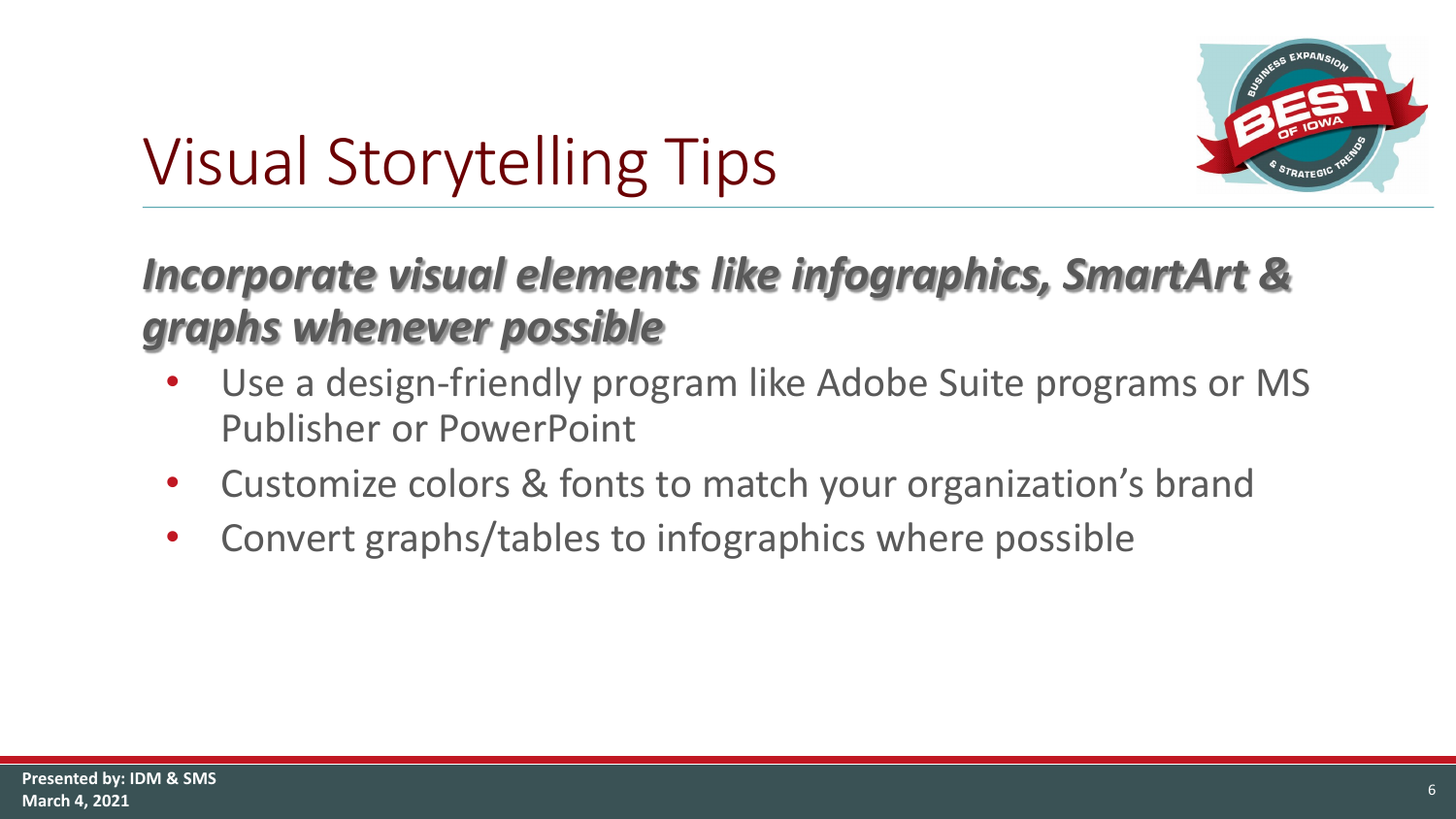# Visual Storytelling Tips

***Incorporate visual elements like infographics, SmartArt & graphs whenever possible***

- Use a design-friendly program like Adobe Suite programs or MS Publisher or PowerPoint
- Customize colors & fonts to match your organization's brand
- Convert graphs/tables to infographics where possible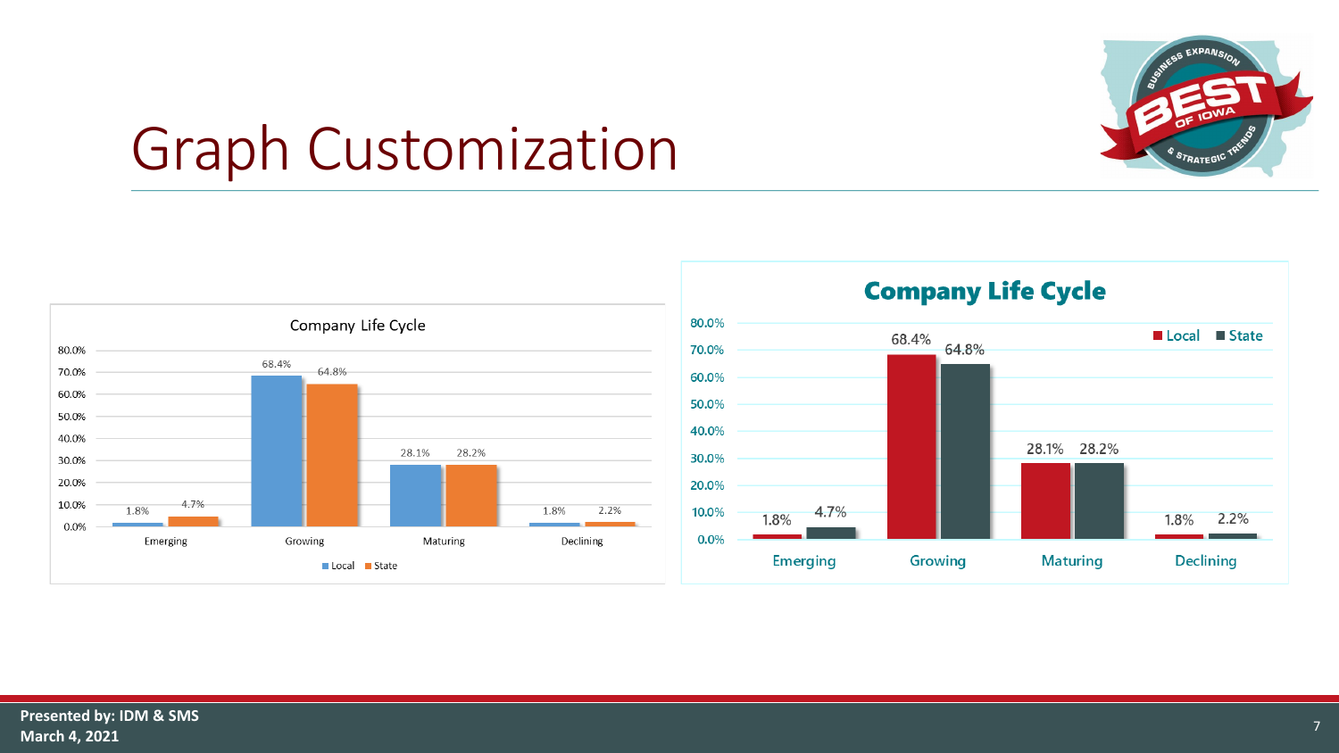# Graph Customization

**Company Life Cycle**

| | Local | State |
|---|---|---|
| Emerging | 1.8% | 4.7% |
| Growing | 68.4% | 64.8% |
| Maturing | 28.1% | 28.2% |
| Declining | 1.8% | 2.2% |

**Company Life Cycle**

| | Local | State |
|---|---|---|
| Emerging | 1.8% | 4.7% |
| Growing | 68.4% | 64.8% |
| Maturing | 28.1% | 28.2% |
| Declining | 1.8% | 2.2% |

**Presented by: IDM & SMS**
**March 4, 2021**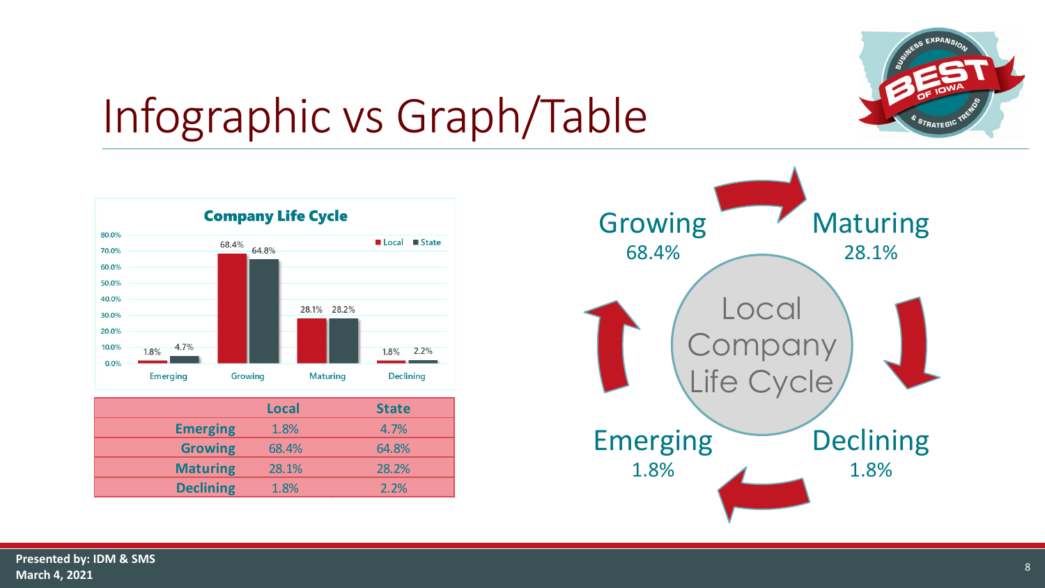# Infographic vs Graph/Table

**Company Life Cycle**

| | Local | State |
|---|---|---|
| Emerging | 1.8% | 4.7% |
| Growing | 68.4% | 64.8% |
| Maturing | 28.1% | 28.2% |
| Declining | 1.8% | 2.2% |

Local Company Life Cycle

Growing 68.4%

Maturing 28.1%

Declining 1.8%

Emerging 1.8%

**Presented by: IDM & SMS**
**March 4, 2021**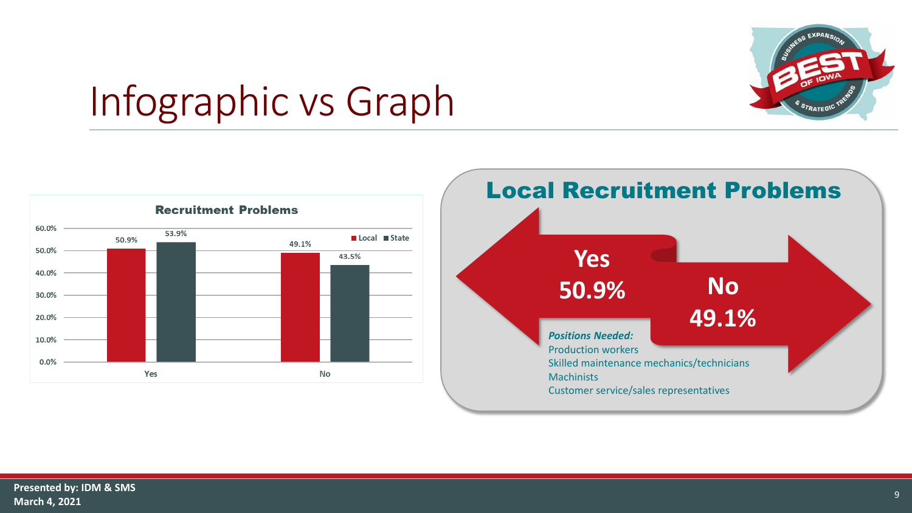# Infographic vs Graph

**Recruitment Problems**

| | Local | State |
|---|---|---|
| Yes | 50.9% | 53.9% |
| No | 49.1% | 43.5% |

## Local Recruitment Problems

**Yes**
**50.9%**

**No**
**49.1%**

***Positions Needed:***

- Production workers
- Skilled maintenance mechanics/technicians
- Machinists
- Customer service/sales representatives

**Presented by: IDM & SMS**
**March 4, 2021**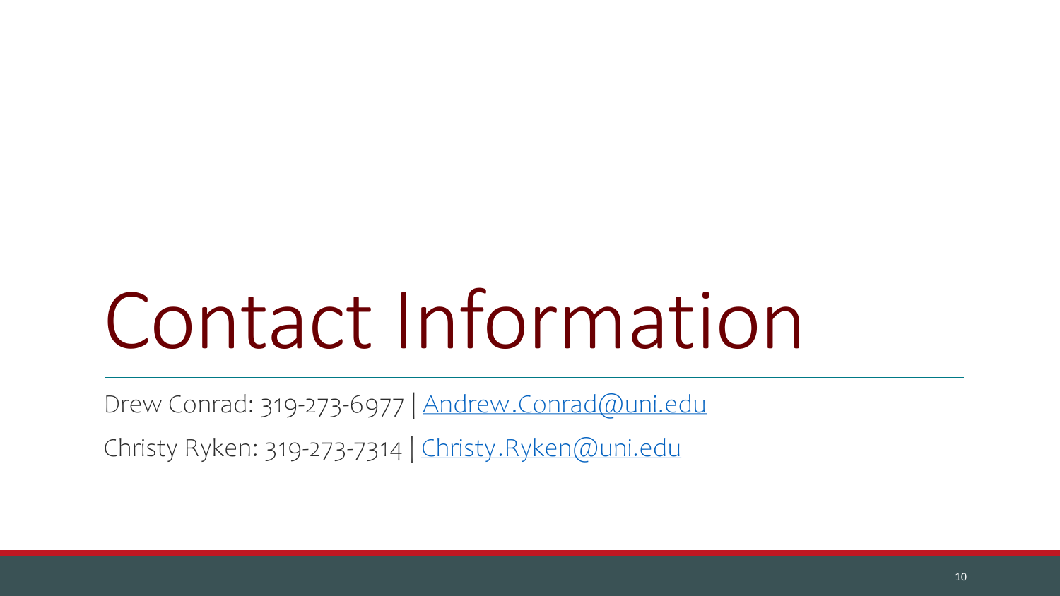# Contact Information

Drew Conrad: 319-273-6977 | Andrew.Conrad@uni.edu

Christy Ryken: 319-273-7314 | Christy.Ryken@uni.edu